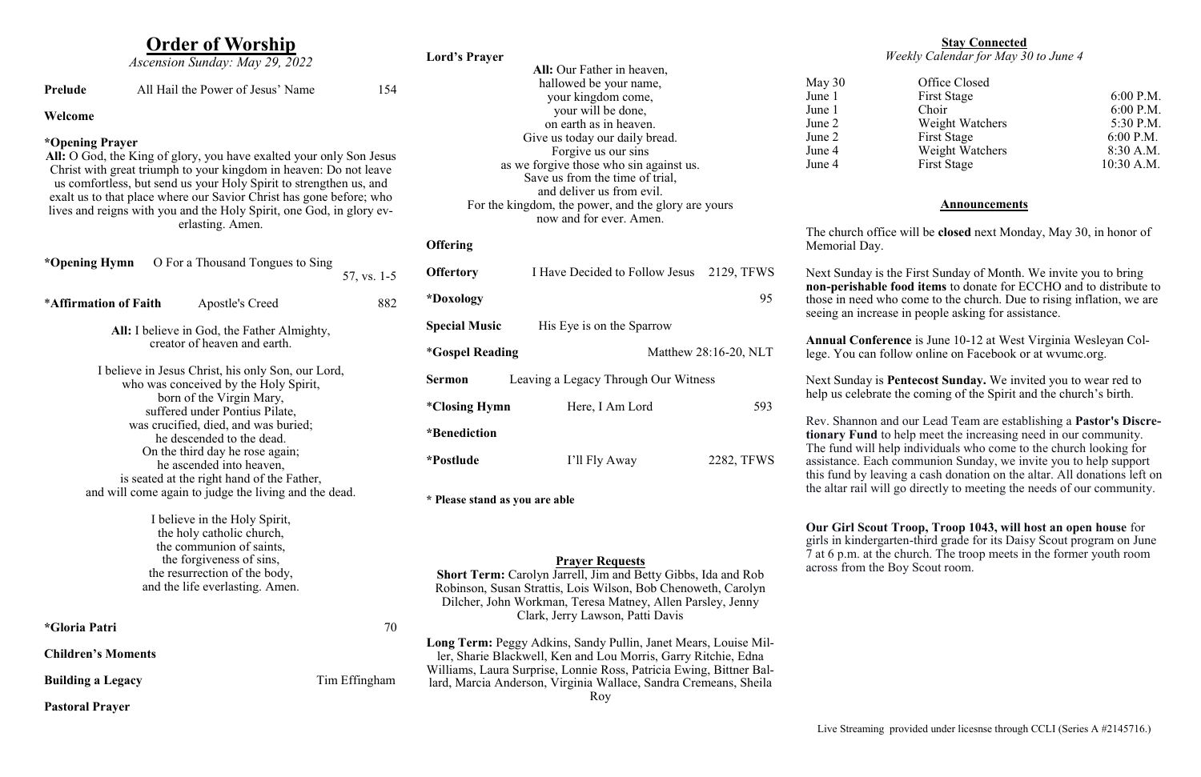# Order of Worship

*Ascension Sunday: May 29, 2022*

**Prelude** All Hail the Power of Jesus' Name 154

**Welcome**

**\*Opening Prayer**

**All:** O God, the King of glory, you have exalted your only Son Jesus Christ with great triumph to your kingdom in heaven: Do not leave us comfortless, but send us your Holy Spirit to strengthen us, and exalt us to that place where our Savior Christ has gone before; who lives and reigns with you and the Holy Spirit, one God, in glory everlasting. Amen.

**\*Opening Hymn** O For a Thousand Tongues to Sing 57, vs. 1-5

**\*Affirmation of Faith** Apostle's Creed 882

**All:** I believe in God, the Father Almighty,
creator of heaven and earth.

I believe in Jesus Christ, his only Son, our Lord,
who was conceived by the Holy Spirit,
born of the Virgin Mary,
suffered under Pontius Pilate,
was crucified, died, and was buried;
he descended to the dead.
On the third day he rose again;
he ascended into heaven,
is seated at the right hand of the Father,
and will come again to judge the living and the dead.

I believe in the Holy Spirit,
the holy catholic church,
the communion of saints,
the forgiveness of sins,
the resurrection of the body,
and the life everlasting. Amen.

**\*Gloria Patri** 70

**Children's Moments**

**Building a Legacy** Tim Effingham

**Pastoral Prayer**

**Lord's Prayer**

**All:** Our Father in heaven,
hallowed be your name,
your kingdom come,
your will be done,
on earth as in heaven.
Give us today our daily bread.
Forgive us our sins
as we forgive those who sin against us.
Save us from the time of trial,
and deliver us from evil.
For the kingdom, the power, and the glory are yours
now and for ever. Amen.

**Offering**

**Offertory** I Have Decided to Follow Jesus 2129, TFWS

**\*Doxology** 95

**Special Music** His Eye is on the Sparrow

**\*Gospel Reading** Matthew 28:16-20, NLT

**Sermon** Leaving a Legacy Through Our Witness

**\*Closing Hymn** Here, I Am Lord 593

**\*Benediction**

**\*Postlude** I'll Fly Away 2282, TFWS

**\* Please stand as you are able**

## Prayer Requests

**Short Term:** Carolyn Jarrell, Jim and Betty Gibbs, Ida and Rob Robinson, Susan Strattis, Lois Wilson, Bob Chenoweth, Carolyn Dilcher, John Workman, Teresa Matney, Allen Parsley, Jenny Clark, Jerry Lawson, Patti Davis

**Long Term:** Peggy Adkins, Sandy Pullin, Janet Mears, Louise Miller, Sharie Blackwell, Ken and Lou Morris, Garry Ritchie, Edna Williams, Laura Surprise, Lonnie Ross, Patricia Ewing, Bittner Ballard, Marcia Anderson, Virginia Wallace, Sandra Cremeans, Sheila Roy

## Stay Connected

*Weekly Calendar for May 30 to June 4*

| Date | Event | Time |
|---|---|---|
| May 30 | Office Closed | |
| June 1 | First Stage | 6:00 P.M. |
| June 1 | Choir | 6:00 P.M. |
| June 2 | Weight Watchers | 5:30 P.M. |
| June 2 | First Stage | 6:00 P.M. |
| June 4 | Weight Watchers | 8:30 A.M. |
| June 4 | First Stage | 10:30 A.M. |

## Announcements

The church office will be **closed** next Monday, May 30, in honor of Memorial Day.

Next Sunday is the First Sunday of Month. We invite you to bring **non-perishable food items** to donate for ECCHO and to distribute to those in need who come to the church. Due to rising inflation, we are seeing an increase in people asking for assistance.

**Annual Conference** is June 10-12 at West Virginia Wesleyan College. You can follow online on Facebook or at wvumc.org.

Next Sunday is **Pentecost Sunday.** We invited you to wear red to help us celebrate the coming of the Spirit and the church's birth.

Rev. Shannon and our Lead Team are establishing a **Pastor's Discretionary Fund** to help meet the increasing need in our community. The fund will help individuals who come to the church looking for assistance. Each communion Sunday, we invite you to help support this fund by leaving a cash donation on the altar. All donations left on the altar rail will go directly to meeting the needs of our community.

**Our Girl Scout Troop, Troop 1043, will host an open house** for girls in kindergarten-third grade for its Daisy Scout program on June 7 at 6 p.m. at the church. The troop meets in the former youth room across from the Boy Scout room.

Live Streaming provided under licsnse through CCLI (Series A #2145716.)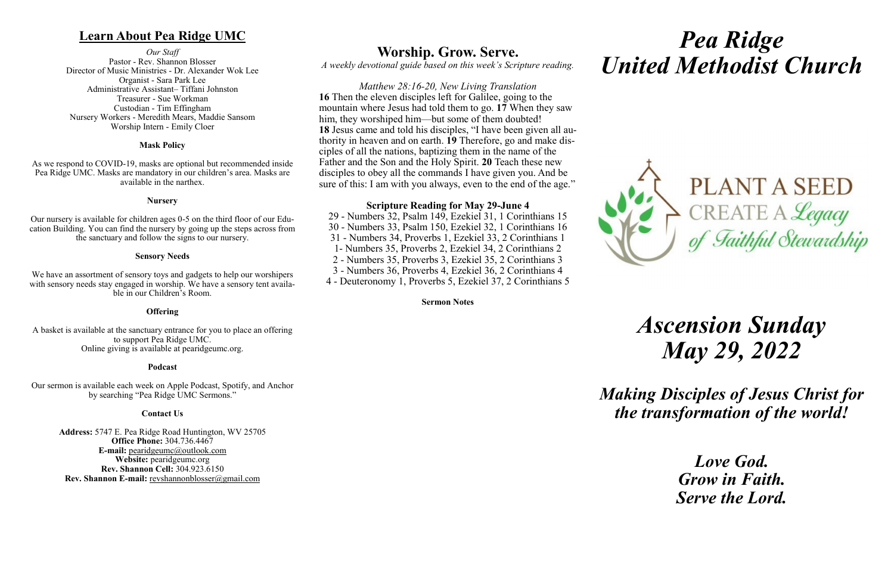## Learn About Pea Ridge UMC

*Our Staff*

Pastor - Rev. Shannon Blosser
Director of Music Ministries - Dr. Alexander Wok Lee
Organist - Sara Park Lee
Administrative Assistant– Tiffani Johnston
Treasurer - Sue Workman
Custodian - Tim Effingham
Nursery Workers - Meredith Mears, Maddie Sansom
Worship Intern - Emily Cloer

**Mask Policy**

As we respond to COVID-19, masks are optional but recommended inside Pea Ridge UMC. Masks are mandatory in our children's area. Masks are available in the narthex.

**Nursery**

Our nursery is available for children ages 0-5 on the third floor of our Education Building. You can find the nursery by going up the steps across from the sanctuary and follow the signs to our nursery.

**Sensory Needs**

We have an assortment of sensory toys and gadgets to help our worshipers with sensory needs stay engaged in worship. We have a sensory tent available in our Children's Room.

**Offering**

A basket is available at the sanctuary entrance for you to place an offering to support Pea Ridge UMC.
Online giving is available at pearidgeumc.org.

**Podcast**

Our sermon is available each week on Apple Podcast, Spotify, and Anchor by searching "Pea Ridge UMC Sermons."

**Contact Us**

**Address:** 5747 E. Pea Ridge Road Huntington, WV 25705
**Office Phone:** 304.736.4467
**E-mail:** pearidgeumc@outlook.com
**Website:** pearidgeumc.org
**Rev. Shannon Cell:** 304.923.6150
**Rev. Shannon E-mail:** revshannonblosser@gmail.com

## Worship. Grow. Serve.

*A weekly devotional guide based on this week's Scripture reading.*

*Matthew 28:16-20, New Living Translation*

**16** Then the eleven disciples left for Galilee, going to the mountain where Jesus had told them to go. **17** When they saw him, they worshiped him—but some of them doubted! **18** Jesus came and told his disciples, "I have been given all authority in heaven and on earth. **19** Therefore, go and make disciples of all the nations, baptizing them in the name of the Father and the Son and the Holy Spirit. **20** Teach these new disciples to obey all the commands I have given you. And be sure of this: I am with you always, even to the end of the age."

**Scripture Reading for May 29-June 4**

29 - Numbers 32, Psalm 149, Ezekiel 31, 1 Corinthians 15
30 - Numbers 33, Psalm 150, Ezekiel 32, 1 Corinthians 16
31 - Numbers 34, Proverbs 1, Ezekiel 33, 2 Corinthians 1
1- Numbers 35, Proverbs 2, Ezekiel 34, 2 Corinthians 2
2 - Numbers 35, Proverbs 3, Ezekiel 35, 2 Corinthians 3
3 - Numbers 36, Proverbs 4, Ezekiel 36, 2 Corinthians 4
4 - Deuteronomy 1, Proverbs 5, Ezekiel 37, 2 Corinthians 5

**Sermon Notes**

# *Pea Ridge United Methodist Church*

PLANT A SEED
CREATE A *Legacy*
*of Faithful Stewardship*

# *Ascension Sunday May 29, 2022*

## *Making Disciples of Jesus Christ for the transformation of the world!*

***Love God.***
***Grow in Faith.***
***Serve the Lord.***